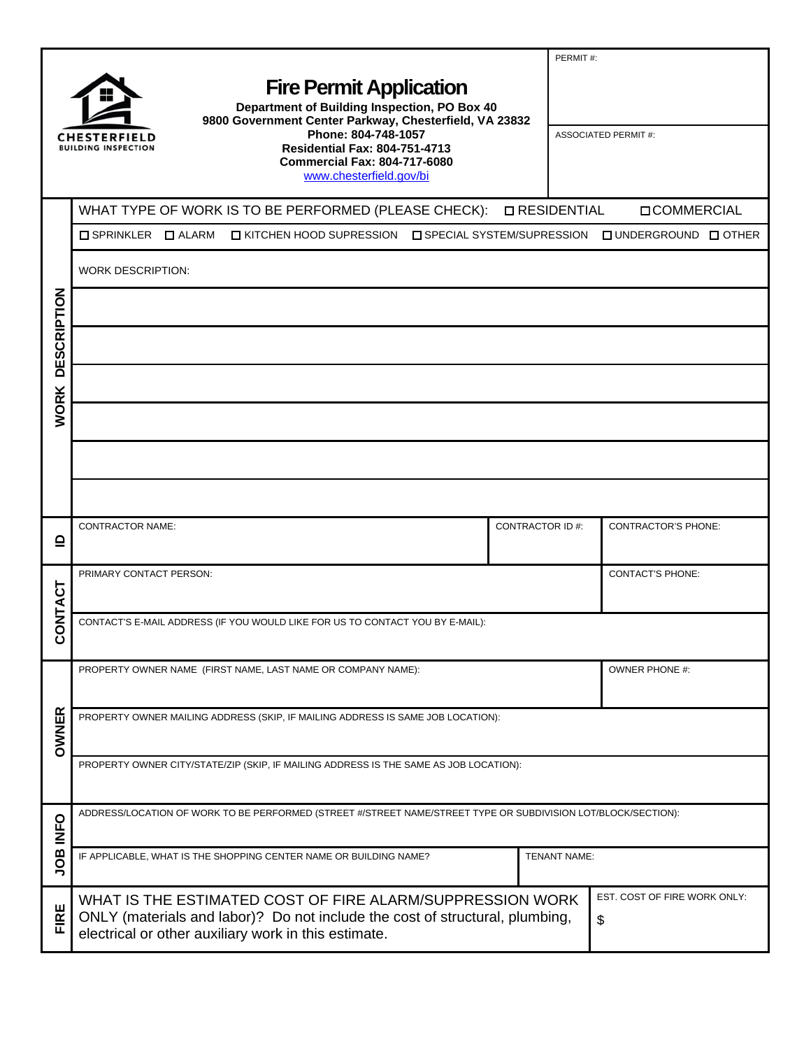CHESTERFIELD
BUILDING INSPECTION

# Fire Permit Application

**Department of Building Inspection, PO Box 40**
**9800 Government Center Parkway, Chesterfield, VA 23832**
**Phone: 804-748-1057**
**Residential Fax: 804-751-4713**
**Commercial Fax: 804-717-6080**
www.chesterfield.gov/bi

PERMIT #:

ASSOCIATED PERMIT #:

## WORK DESCRIPTION

WHAT TYPE OF WORK IS TO BE PERFORMED (PLEASE CHECK): ☐ RESIDENTIAL ☐ COMMERCIAL

☐ SPRINKLER ☐ ALARM ☐ KITCHEN HOOD SUPRESSION ☐ SPECIAL SYSTEM/SUPRESSION ☐ UNDERGROUND ☐ OTHER

WORK DESCRIPTION:

## ID

| CONTRACTOR NAME: | CONTRACTOR ID #: | CONTRACTOR'S PHONE: |
|---|---|---|
| | | |

## CONTACT

| PRIMARY CONTACT PERSON: | CONTACT'S PHONE: |
|---|---|
| | |

CONTACT'S E-MAIL ADDRESS (IF YOU WOULD LIKE FOR US TO CONTACT YOU BY E-MAIL):

## OWNER

| PROPERTY OWNER NAME (FIRST NAME, LAST NAME OR COMPANY NAME): | OWNER PHONE #: |
|---|---|
| | |

PROPERTY OWNER MAILING ADDRESS (SKIP, IF MAILING ADDRESS IS SAME JOB LOCATION):

PROPERTY OWNER CITY/STATE/ZIP (SKIP, IF MAILING ADDRESS IS THE SAME AS JOB LOCATION):

## JOB INFO

ADDRESS/LOCATION OF WORK TO BE PERFORMED (STREET #/STREET NAME/STREET TYPE OR SUBDIVISION LOT/BLOCK/SECTION):

| IF APPLICABLE, WHAT IS THE SHOPPING CENTER NAME OR BUILDING NAME? | TENANT NAME: |
|---|---|
| | |

## FIRE

| WHAT IS THE ESTIMATED COST OF FIRE ALARM/SUPPRESSION WORK ONLY (materials and labor)? Do not include the cost of structural, plumbing, electrical or other auxiliary work in this estimate. | EST. COST OF FIRE WORK ONLY: $ |
|---|---|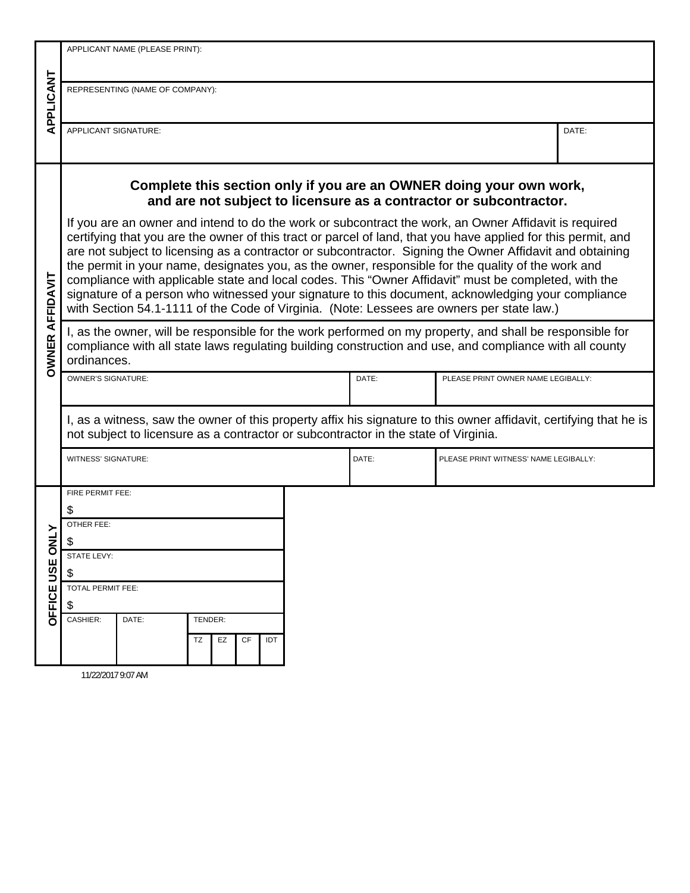## APPLICANT

| | |
|---|---|
| APPLICANT NAME (PLEASE PRINT): | |
| REPRESENTING (NAME OF COMPANY): | |
| APPLICANT SIGNATURE: | DATE: |

## OWNER AFFIDAVIT

**Complete this section only if you are an OWNER doing your own work, and are not subject to licensure as a contractor or subcontractor.**

If you are an owner and intend to do the work or subcontract the work, an Owner Affidavit is required certifying that you are the owner of this tract or parcel of land, that you have applied for this permit, and are not subject to licensing as a contractor or subcontractor. Signing the Owner Affidavit and obtaining the permit in your name, designates you, as the owner, responsible for the quality of the work and compliance with applicable state and local codes. This "Owner Affidavit" must be completed, with the signature of a person who witnessed your signature to this document, acknowledging your compliance with Section 54.1-1111 of the Code of Virginia. (Note: Lessees are owners per state law.)

I, as the owner, will be responsible for the work performed on my property, and shall be responsible for compliance with all state laws regulating building construction and use, and compliance with all county ordinances.

| | | |
|---|---|---|
| OWNER'S SIGNATURE: | DATE: | PLEASE PRINT OWNER NAME LEGIBALLY: |

I, as a witness, saw the owner of this property affix his signature to this owner affidavit, certifying that he is not subject to licensure as a contractor or subcontractor in the state of Virginia.

| | | |
|---|---|---|
| WITNESS' SIGNATURE: | DATE: | PLEASE PRINT WITNESS' NAME LEGIBALLY: |

## OFFICE USE ONLY

| | | | | | |
|---|---|---|---|---|---|
| FIRE PERMIT FEE: $ | | | | | |
| OTHER FEE: $ | | | | | |
| STATE LEVY: $ | | | | | |
| TOTAL PERMIT FEE: $ | | | | | |
| CASHIER: | DATE: | TENDER: | | | |
| | | TZ | EZ | CF | IDT |

11/22/2017 9:07 AM